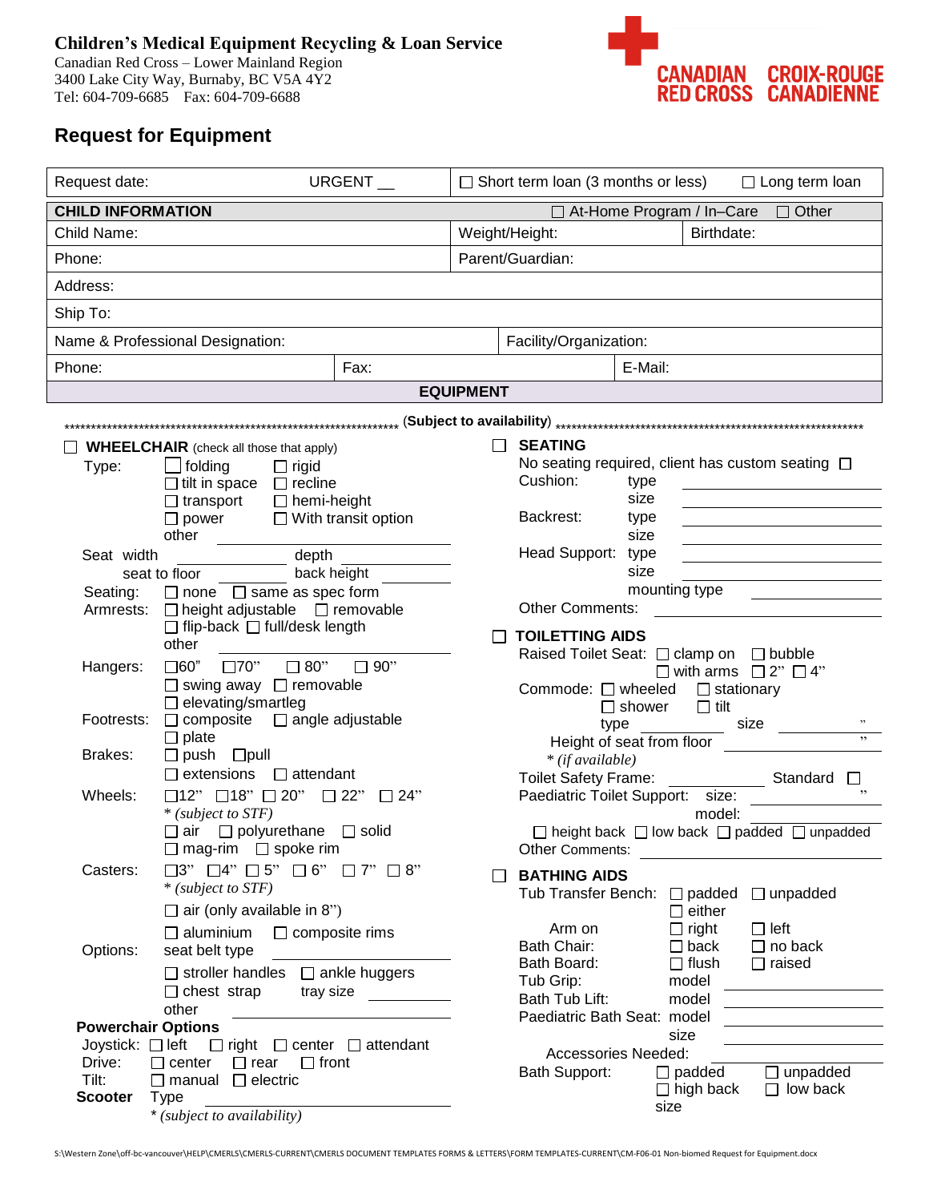**Children's Medical Equipment Recycling & Loan Service**
Canadian Red Cross – Lower Mainland Region
3400 Lake City Way, Burnaby, BC V5A 4Y2
Tel: 604-709-6685 Fax: 604-709-6688

CANADIAN RED CROSS CROIX-ROUGE CANADIENNE

# Request for Equipment

| Request date: | URGENT __ | ☐ Short term loan (3 months or less) | ☐ Long term loan |
|---|---|---|---|
| **CHILD INFORMATION** | | ☐ At-Home Program / In–Care | ☐ Other |
| Child Name: | | Weight/Height: | Birthdate: |
| Phone: | | Parent/Guardian: | |
| Address: | | | |
| Ship To: | | | |
| Name & Professional Designation: | | Facility/Organization: | |
| Phone: | Fax: | | E-Mail: |

## EQUIPMENT

**************************************************************** (**Subject to availability**) ****************************************************************

☐ **WHEELCHAIR** (check all those that apply)

Type: ☐ folding ☐ rigid
☐ tilt in space ☐ recline
☐ transport ☐ hemi-height
☐ power ☐ With transit option
other ____________

Seat width ____________ depth ____________
seat to floor ____________ back height ____________

Seating: ☐ none ☐ same as spec form

Armrests: ☐ height adjustable ☐ removable
☐ flip-back ☐ full/desk length
other ____________

Hangers: ☐60" ☐70" ☐ 80" ☐ 90"
☐ swing away ☐ removable
☐ elevating/smartleg

Footrests: ☐ composite ☐ angle adjustable
☐ plate

Brakes: ☐ push ☐pull
☐ extensions ☐ attendant

Wheels: ☐12" ☐18" ☐ 20" ☐ 22" ☐ 24"
*\* (subject to STF)*
☐ air ☐ polyurethane ☐ solid
☐ mag-rim ☐ spoke rim

Casters: ☐3" ☐4" ☐ 5" ☐ 6" ☐ 7" ☐ 8"
*\* (subject to STF)*
☐ air (only available in 8")
☐ aluminium ☐ composite rims

Options: seat belt type ____________
☐ stroller handles ☐ ankle huggers
☐ chest strap tray size ____________
other ____________

**Powerchair Options**

Joystick: ☐ left ☐ right ☐ center ☐ attendant
Drive: ☐ center ☐ rear ☐ front
Tilt: ☐ manual ☐ electric

**Scooter** Type ____________
*\* (subject to availability)*

☐ **SEATING**

No seating required, client has custom seating ☐

Cushion: type ____________
size ____________

Backrest: type ____________
size ____________

Head Support: type ____________
size ____________
mounting type ____________

Other Comments: ____________

☐ **TOILETTING AIDS**

Raised Toilet Seat: ☐ clamp on ☐ bubble
☐ with arms ☐ 2" ☐ 4"

Commode: ☐ wheeled ☐ stationary
☐ shower ☐ tilt
type ____________ size ____________"
Height of seat from floor ____________"
*\* (if available)*

Toilet Safety Frame: ____________ Standard ☐

Paediatric Toilet Support: size: ____________"
model: ____________
☐ height back ☐ low back ☐ padded ☐ unpadded

Other Comments: ____________

☐ **BATHING AIDS**

Tub Transfer Bench: ☐ padded ☐ unpadded
☐ either

Arm on ☐ right ☐ left
Bath Chair: ☐ back ☐ no back
Bath Board: ☐ flush ☐ raised
Tub Grip: model ____________
Bath Tub Lift: model ____________
Paediatric Bath Seat: model ____________
size ____________
Accessories Needed: ____________

Bath Support: ☐ padded ☐ unpadded
☐ high back ☐ low back
size ____________

S:\Western Zone\off-bc-vancouver\HELP\CMERLS\CMERLS-CURRENT\CMERLS DOCUMENT TEMPLATES FORMS & LETTERS\FORM TEMPLATES-CURRENT\CM-F06-01 Non-biomed Request for Equipment.docx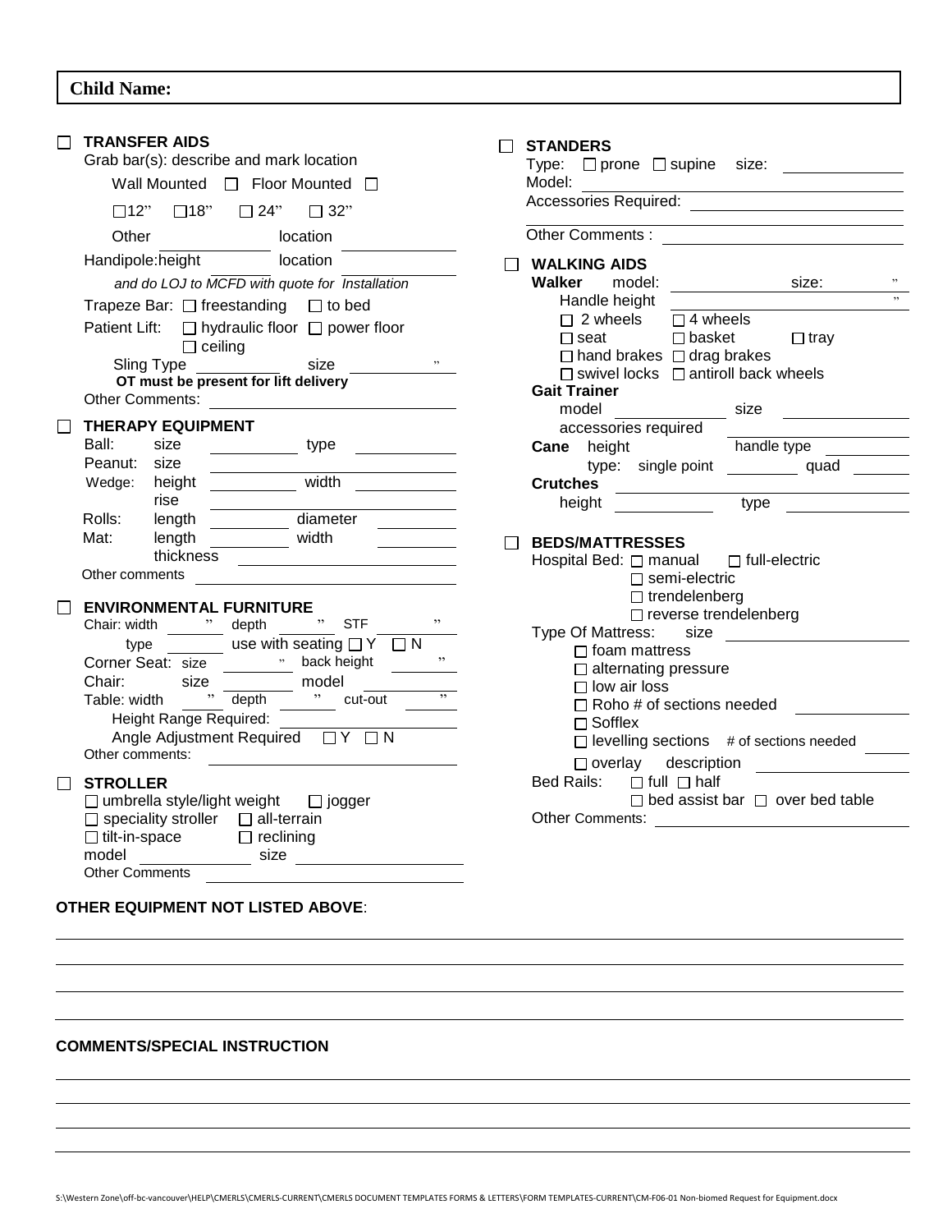**Child Name:**

☐ **TRANSFER AIDS**

Grab bar(s): describe and mark location

Wall Mounted ☐ Floor Mounted ☐

☐12" ☐18" ☐ 24" ☐ 32"

Other ____________ location ____________

Handipole:height ________ location ____________

*and do LOJ to MCFD with quote for Installation*

Trapeze Bar: ☐ freestanding ☐ to bed

Patient Lift: ☐ hydraulic floor ☐ power floor ☐ ceiling

Sling Type ________ size ________"

**OT must be present for lift delivery**

Other Comments: ____________

☐ **THERAPY EQUIPMENT**

Ball: size ________ type ________

Peanut: size ________

Wedge: height ________ width ________

rise ________

Rolls: length ________ diameter ________

Mat: length ________ width ________

thickness ________

Other comments ____________

☐ **ENVIRONMENTAL FURNITURE**

Chair: width ____" depth ____" STF ____"

type ______ use with seating ☐ Y ☐ N

Corner Seat: size ______" back height ______"

Chair: size ________ model ________

Table: width ____" depth ____" cut-out ____"

Height Range Required: ____________

Angle Adjustment Required ☐ Y ☐ N

Other comments: ____________

☐ **STROLLER**

☐ umbrella style/light weight ☐ jogger

☐ speciality stroller ☐ all-terrain

☐ tilt-in-space ☐ reclining

model ________ size ________

Other Comments ____________

☐ **STANDERS**

Type: ☐ prone ☐ supine size: ________

Model: ____________

Accessories Required: ____________

Other Comments : ____________

☐ **WALKING AIDS**

**Walker** model: ________ size: ____"

Handle height ____________"

☐ 2 wheels ☐ 4 wheels

☐ seat ☐ basket ☐ tray

☐ hand brakes ☐ drag brakes

☐ swivel locks ☐ antiroll back wheels

**Gait Trainer**

model ________ size ________

accessories required ____________

**Cane** height ________ handle type ________

type: single point ________ quad ________

**Crutches**

height ________ type ________

☐ **BEDS/MATTRESSES**

Hospital Bed: ☐ manual ☐ full-electric

☐ semi-electric

☐ trendelenberg

☐ reverse trendelenberg

Type Of Mattress: size ____________

☐ foam mattress

☐ alternating pressure

☐ low air loss

☐ Roho # of sections needed ________

☐ Sofflex

☐ levelling sections # of sections needed ________

☐ overlay description ____________

Bed Rails: ☐ full ☐ half

☐ bed assist bar ☐ over bed table

Other Comments: ____________

**OTHER EQUIPMENT NOT LISTED ABOVE**:

**COMMENTS/SPECIAL INSTRUCTION**

S:\Western Zone\off-bc-vancouver\HELP\CMERLS\CMERLS-CURRENT\CMERLS DOCUMENT TEMPLATES FORMS & LETTERS\FORM TEMPLATES-CURRENT\CM-F06-01 Non-biomed Request for Equipment.docx